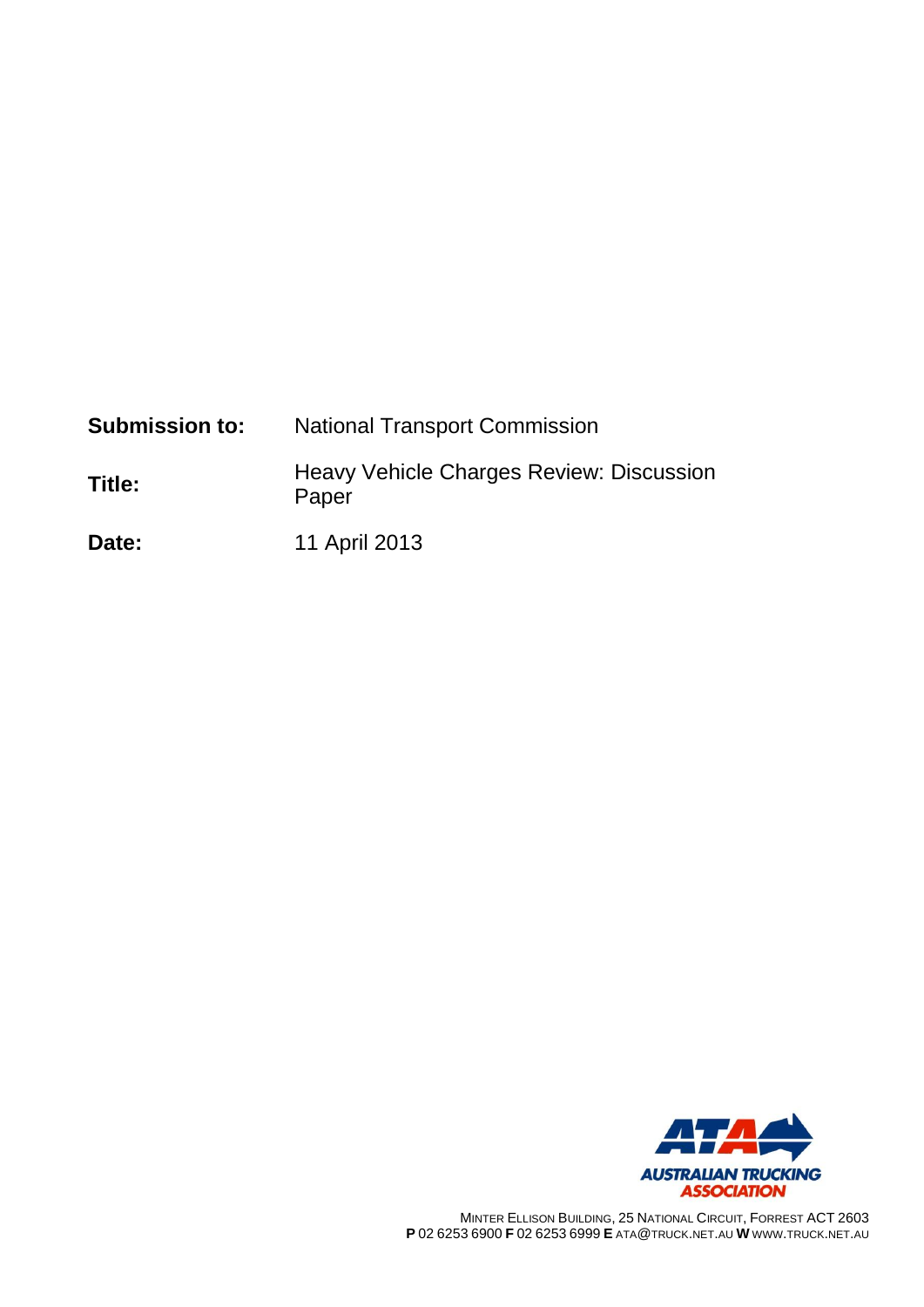| | |
|---|---|
| **Submission to:** | National Transport Commission |
| **Title:** | Heavy Vehicle Charges Review: Discussion Paper |
| **Date:** | 11 April 2013 |

AUSTRALIAN TRUCKING ASSOCIATION

MINTER ELLISON BUILDING, 25 NATIONAL CIRCUIT, FORREST ACT 2603
**P** 02 6253 6900 **F** 02 6253 6999 **E** ATA@TRUCK.NET.AU **W** WWW.TRUCK.NET.AU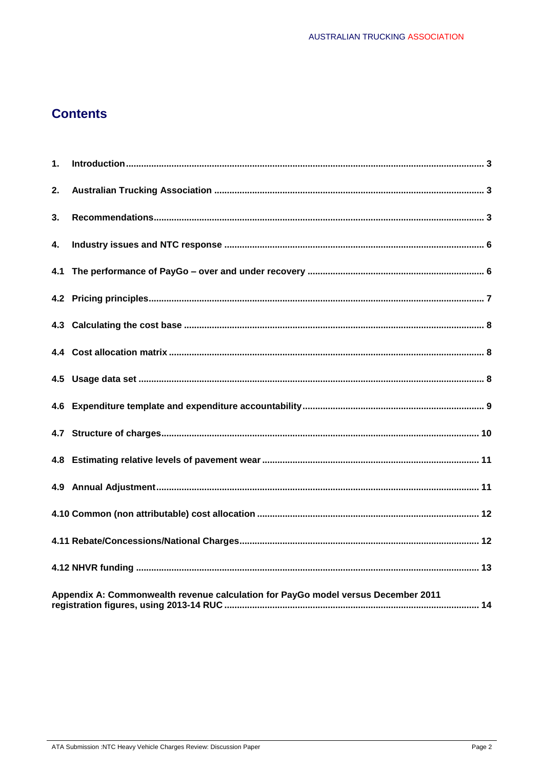# Contents

1. Introduction ... 3

2. Australian Trucking Association ... 3

3. Recommendations ... 3

4. Industry issues and NTC response ... 6

4.1 The performance of PayGo – over and under recovery ... 6

4.2 Pricing principles ... 7

4.3 Calculating the cost base ... 8

4.4 Cost allocation matrix ... 8

4.5 Usage data set ... 8

4.6 Expenditure template and expenditure accountability ... 9

4.7 Structure of charges ... 10

4.8 Estimating relative levels of pavement wear ... 11

4.9 Annual Adjustment ... 11

4.10 Common (non attributable) cost allocation ... 12

4.11 Rebate/Concessions/National Charges ... 12

4.12 NHVR funding ... 13

Appendix A: Commonwealth revenue calculation for PayGo model versus December 2011 registration figures, using 2013-14 RUC ... 14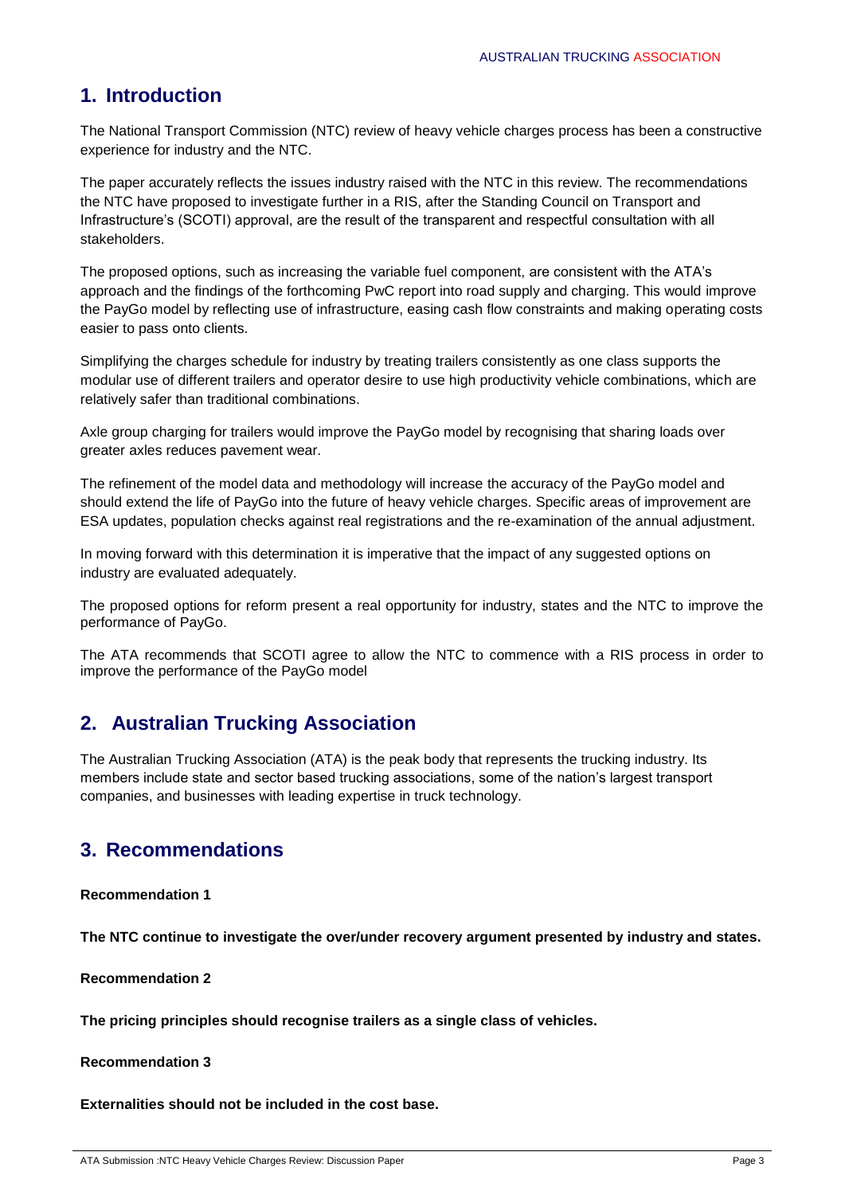## 1. Introduction

The National Transport Commission (NTC) review of heavy vehicle charges process has been a constructive experience for industry and the NTC.

The paper accurately reflects the issues industry raised with the NTC in this review. The recommendations the NTC have proposed to investigate further in a RIS, after the Standing Council on Transport and Infrastructure's (SCOTI) approval, are the result of the transparent and respectful consultation with all stakeholders.

The proposed options, such as increasing the variable fuel component, are consistent with the ATA's approach and the findings of the forthcoming PwC report into road supply and charging. This would improve the PayGo model by reflecting use of infrastructure, easing cash flow constraints and making operating costs easier to pass onto clients.

Simplifying the charges schedule for industry by treating trailers consistently as one class supports the modular use of different trailers and operator desire to use high productivity vehicle combinations, which are relatively safer than traditional combinations.

Axle group charging for trailers would improve the PayGo model by recognising that sharing loads over greater axles reduces pavement wear.

The refinement of the model data and methodology will increase the accuracy of the PayGo model and should extend the life of PayGo into the future of heavy vehicle charges. Specific areas of improvement are ESA updates, population checks against real registrations and the re-examination of the annual adjustment.

In moving forward with this determination it is imperative that the impact of any suggested options on industry are evaluated adequately.

The proposed options for reform present a real opportunity for industry, states and the NTC to improve the performance of PayGo.

The ATA recommends that SCOTI agree to allow the NTC to commence with a RIS process in order to improve the performance of the PayGo model

## 2. Australian Trucking Association

The Australian Trucking Association (ATA) is the peak body that represents the trucking industry. Its members include state and sector based trucking associations, some of the nation's largest transport companies, and businesses with leading expertise in truck technology.

## 3. Recommendations

**Recommendation 1**

**The NTC continue to investigate the over/under recovery argument presented by industry and states.**

**Recommendation 2**

**The pricing principles should recognise trailers as a single class of vehicles.**

**Recommendation 3**

**Externalities should not be included in the cost base.**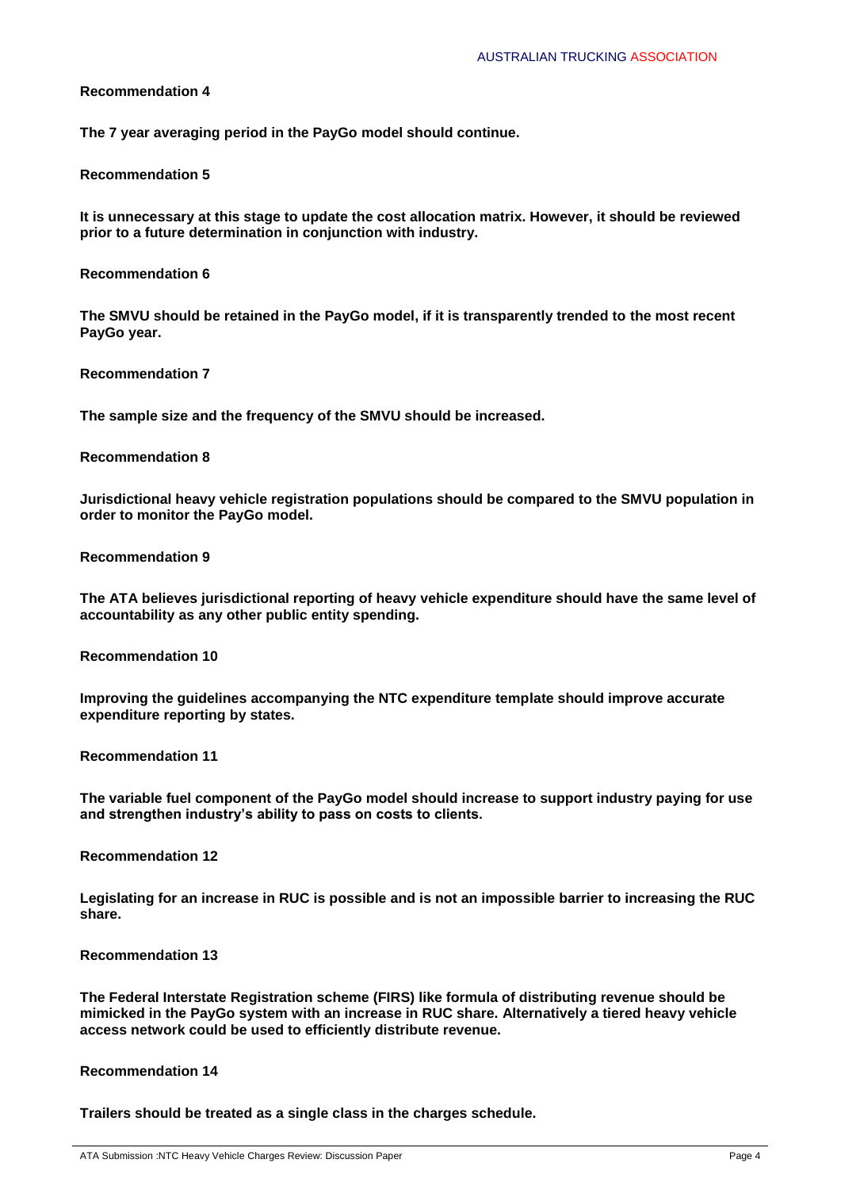**Recommendation 4**

**The 7 year averaging period in the PayGo model should continue.**

**Recommendation 5**

**It is unnecessary at this stage to update the cost allocation matrix. However, it should be reviewed prior to a future determination in conjunction with industry.**

**Recommendation 6**

**The SMVU should be retained in the PayGo model, if it is transparently trended to the most recent PayGo year.**

**Recommendation 7**

**The sample size and the frequency of the SMVU should be increased.**

**Recommendation 8**

**Jurisdictional heavy vehicle registration populations should be compared to the SMVU population in order to monitor the PayGo model.**

**Recommendation 9**

**The ATA believes jurisdictional reporting of heavy vehicle expenditure should have the same level of accountability as any other public entity spending.**

**Recommendation 10**

**Improving the guidelines accompanying the NTC expenditure template should improve accurate expenditure reporting by states.**

**Recommendation 11**

**The variable fuel component of the PayGo model should increase to support industry paying for use and strengthen industry's ability to pass on costs to clients.**

**Recommendation 12**

**Legislating for an increase in RUC is possible and is not an impossible barrier to increasing the RUC share.**

**Recommendation 13**

**The Federal Interstate Registration scheme (FIRS) like formula of distributing revenue should be mimicked in the PayGo system with an increase in RUC share. Alternatively a tiered heavy vehicle access network could be used to efficiently distribute revenue.**

**Recommendation 14**

**Trailers should be treated as a single class in the charges schedule.**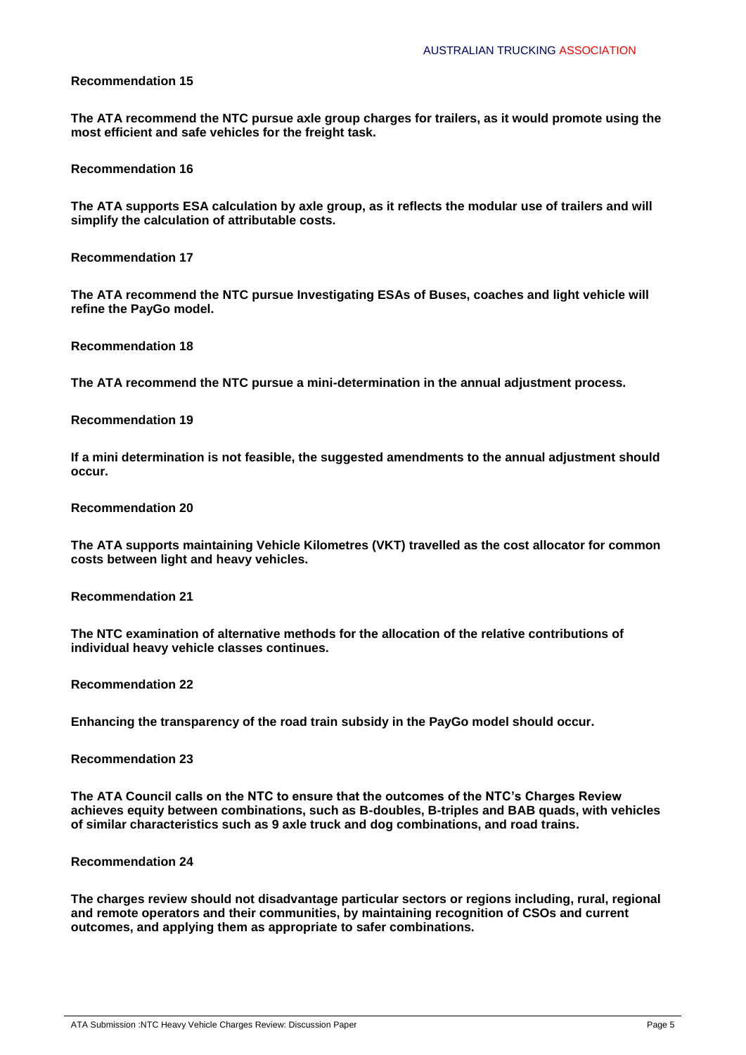**Recommendation 15**

**The ATA recommend the NTC pursue axle group charges for trailers, as it would promote using the most efficient and safe vehicles for the freight task.**

**Recommendation 16**

**The ATA supports ESA calculation by axle group, as it reflects the modular use of trailers and will simplify the calculation of attributable costs.**

**Recommendation 17**

**The ATA recommend the NTC pursue Investigating ESAs of Buses, coaches and light vehicle will refine the PayGo model.**

**Recommendation 18**

**The ATA recommend the NTC pursue a mini-determination in the annual adjustment process.**

**Recommendation 19**

**If a mini determination is not feasible, the suggested amendments to the annual adjustment should occur.**

**Recommendation 20**

**The ATA supports maintaining Vehicle Kilometres (VKT) travelled as the cost allocator for common costs between light and heavy vehicles.**

**Recommendation 21**

**The NTC examination of alternative methods for the allocation of the relative contributions of individual heavy vehicle classes continues.**

**Recommendation 22**

**Enhancing the transparency of the road train subsidy in the PayGo model should occur.**

**Recommendation 23**

**The ATA Council calls on the NTC to ensure that the outcomes of the NTC's Charges Review achieves equity between combinations, such as B-doubles, B-triples and BAB quads, with vehicles of similar characteristics such as 9 axle truck and dog combinations, and road trains.**

**Recommendation 24**

**The charges review should not disadvantage particular sectors or regions including, rural, regional and remote operators and their communities, by maintaining recognition of CSOs and current outcomes, and applying them as appropriate to safer combinations.**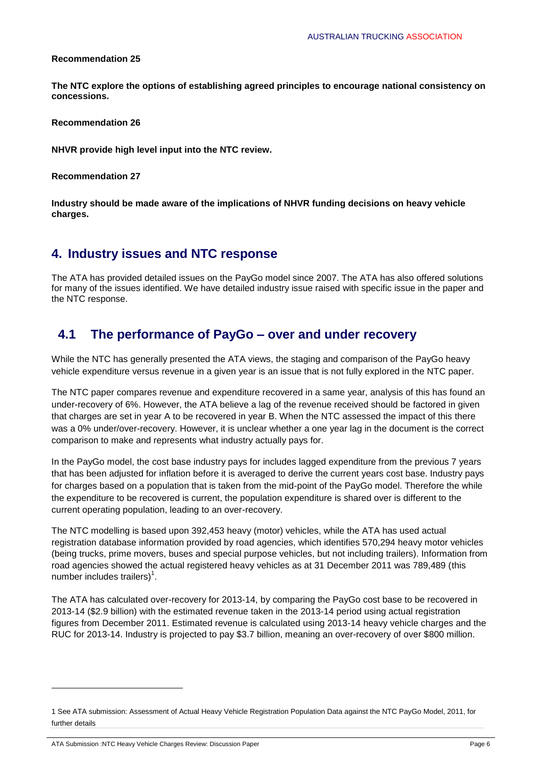**Recommendation 25**

**The NTC explore the options of establishing agreed principles to encourage national consistency on concessions.**

**Recommendation 26**

**NHVR provide high level input into the NTC review.**

**Recommendation 27**

**Industry should be made aware of the implications of NHVR funding decisions on heavy vehicle charges.**

# 4. Industry issues and NTC response

The ATA has provided detailed issues on the PayGo model since 2007. The ATA has also offered solutions for many of the issues identified. We have detailed industry issue raised with specific issue in the paper and the NTC response.

## 4.1 The performance of PayGo – over and under recovery

While the NTC has generally presented the ATA views, the staging and comparison of the PayGo heavy vehicle expenditure versus revenue in a given year is an issue that is not fully explored in the NTC paper.

The NTC paper compares revenue and expenditure recovered in a same year, analysis of this has found an under-recovery of 6%. However, the ATA believe a lag of the revenue received should be factored in given that charges are set in year A to be recovered in year B. When the NTC assessed the impact of this there was a 0% under/over-recovery. However, it is unclear whether a one year lag in the document is the correct comparison to make and represents what industry actually pays for.

In the PayGo model, the cost base industry pays for includes lagged expenditure from the previous 7 years that has been adjusted for inflation before it is averaged to derive the current years cost base. Industry pays for charges based on a population that is taken from the mid-point of the PayGo model. Therefore the while the expenditure to be recovered is current, the population expenditure is shared over is different to the current operating population, leading to an over-recovery.

The NTC modelling is based upon 392,453 heavy (motor) vehicles, while the ATA has used actual registration database information provided by road agencies, which identifies 570,294 heavy motor vehicles (being trucks, prime movers, buses and special purpose vehicles, but not including trailers). Information from road agencies showed the actual registered heavy vehicles as at 31 December 2011 was 789,489 (this number includes trailers)[1].

The ATA has calculated over-recovery for 2013-14, by comparing the PayGo cost base to be recovered in 2013-14 ($2.9 billion) with the estimated revenue taken in the 2013-14 period using actual registration figures from December 2011. Estimated revenue is calculated using 2013-14 heavy vehicle charges and the RUC for 2013-14. Industry is projected to pay $3.7 billion, meaning an over-recovery of over $800 million.

1 See ATA submission: Assessment of Actual Heavy Vehicle Registration Population Data against the NTC PayGo Model, 2011, for further details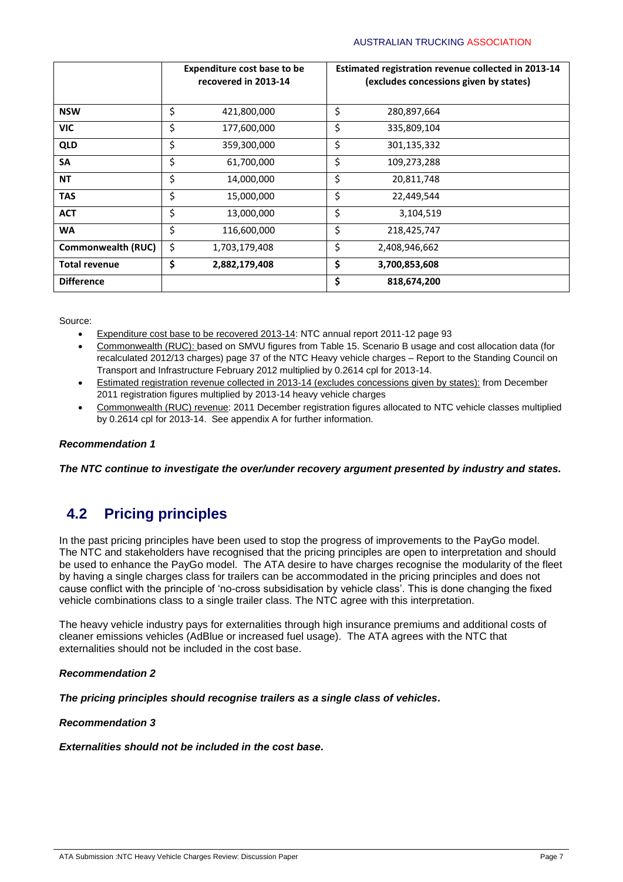| | Expenditure cost base to be recovered in 2013-14 | Estimated registration revenue collected in 2013-14 (excludes concessions given by states) |
|---|---|---|
| **NSW** | $ 421,800,000 | $ 280,897,664 |
| **VIC** | $ 177,600,000 | $ 335,809,104 |
| **QLD** | $ 359,300,000 | $ 301,135,332 |
| **SA** | $ 61,700,000 | $ 109,273,288 |
| **NT** | $ 14,000,000 | $ 20,811,748 |
| **TAS** | $ 15,000,000 | $ 22,449,544 |
| **ACT** | $ 13,000,000 | $ 3,104,519 |
| **WA** | $ 116,600,000 | $ 218,425,747 |
| **Commonwealth (RUC)** | $ 1,703,179,408 | $ 2,408,946,662 |
| **Total revenue** | **$ 2,882,179,408** | **$ 3,700,853,608** |
| **Difference** | | **$ 818,674,200** |

Source:

- Expenditure cost base to be recovered 2013-14: NTC annual report 2011-12 page 93
- Commonwealth (RUC): based on SMVU figures from Table 15. Scenario B usage and cost allocation data (for recalculated 2012/13 charges) page 37 of the NTC Heavy vehicle charges – Report to the Standing Council on Transport and Infrastructure February 2012 multiplied by 0.2614 cpl for 2013-14.
- Estimated registration revenue collected in 2013-14 (excludes concessions given by states): from December 2011 registration figures multiplied by 2013-14 heavy vehicle charges
- Commonwealth (RUC) revenue: 2011 December registration figures allocated to NTC vehicle classes multiplied by 0.2614 cpl for 2013-14. See appendix A for further information.

***Recommendation 1***

***The NTC continue to investigate the over/under recovery argument presented by industry and states.***

## 4.2 Pricing principles

In the past pricing principles have been used to stop the progress of improvements to the PayGo model. The NTC and stakeholders have recognised that the pricing principles are open to interpretation and should be used to enhance the PayGo model. The ATA desire to have charges recognise the modularity of the fleet by having a single charges class for trailers can be accommodated in the pricing principles and does not cause conflict with the principle of 'no-cross subsidisation by vehicle class'. This is done changing the fixed vehicle combinations class to a single trailer class. The NTC agree with this interpretation.

The heavy vehicle industry pays for externalities through high insurance premiums and additional costs of cleaner emissions vehicles (AdBlue or increased fuel usage). The ATA agrees with the NTC that externalities should not be included in the cost base.

***Recommendation 2***

***The pricing principles should recognise trailers as a single class of vehicles.***

***Recommendation 3***

***Externalities should not be included in the cost base.***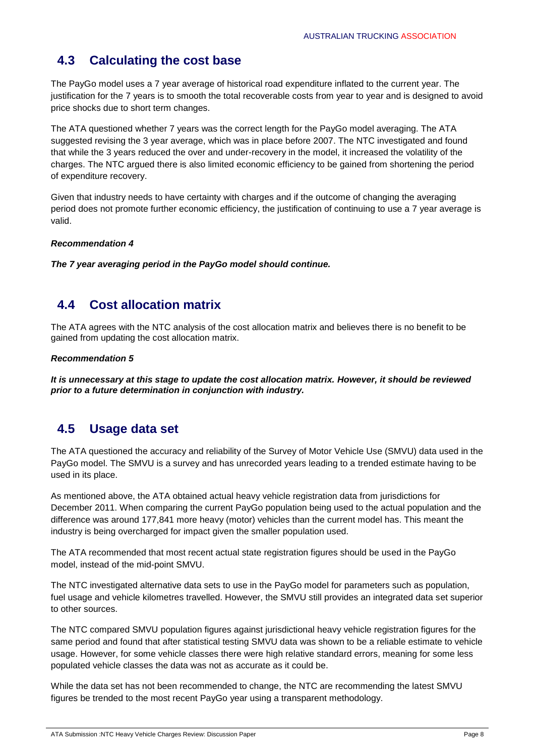## 4.3 Calculating the cost base

The PayGo model uses a 7 year average of historical road expenditure inflated to the current year. The justification for the 7 years is to smooth the total recoverable costs from year to year and is designed to avoid price shocks due to short term changes.

The ATA questioned whether 7 years was the correct length for the PayGo model averaging. The ATA suggested revising the 3 year average, which was in place before 2007. The NTC investigated and found that while the 3 years reduced the over and under-recovery in the model, it increased the volatility of the charges. The NTC argued there is also limited economic efficiency to be gained from shortening the period of expenditure recovery.

Given that industry needs to have certainty with charges and if the outcome of changing the averaging period does not promote further economic efficiency, the justification of continuing to use a 7 year average is valid.

***Recommendation 4***

***The 7 year averaging period in the PayGo model should continue.***

## 4.4 Cost allocation matrix

The ATA agrees with the NTC analysis of the cost allocation matrix and believes there is no benefit to be gained from updating the cost allocation matrix.

***Recommendation 5***

***It is unnecessary at this stage to update the cost allocation matrix. However, it should be reviewed prior to a future determination in conjunction with industry.***

## 4.5 Usage data set

The ATA questioned the accuracy and reliability of the Survey of Motor Vehicle Use (SMVU) data used in the PayGo model. The SMVU is a survey and has unrecorded years leading to a trended estimate having to be used in its place.

As mentioned above, the ATA obtained actual heavy vehicle registration data from jurisdictions for December 2011. When comparing the current PayGo population being used to the actual population and the difference was around 177,841 more heavy (motor) vehicles than the current model has. This meant the industry is being overcharged for impact given the smaller population used.

The ATA recommended that most recent actual state registration figures should be used in the PayGo model, instead of the mid-point SMVU.

The NTC investigated alternative data sets to use in the PayGo model for parameters such as population, fuel usage and vehicle kilometres travelled. However, the SMVU still provides an integrated data set superior to other sources.

The NTC compared SMVU population figures against jurisdictional heavy vehicle registration figures for the same period and found that after statistical testing SMVU data was shown to be a reliable estimate to vehicle usage. However, for some vehicle classes there were high relative standard errors, meaning for some less populated vehicle classes the data was not as accurate as it could be.

While the data set has not been recommended to change, the NTC are recommending the latest SMVU figures be trended to the most recent PayGo year using a transparent methodology.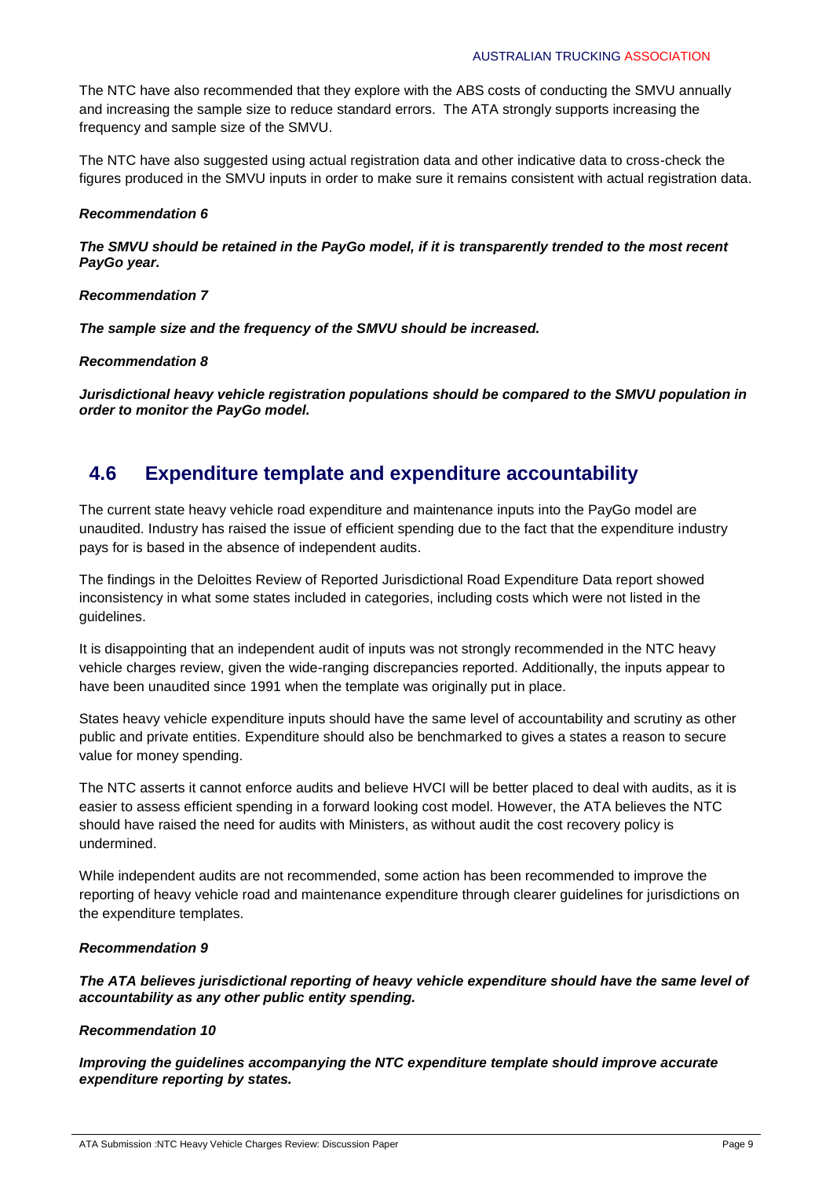The NTC have also recommended that they explore with the ABS costs of conducting the SMVU annually and increasing the sample size to reduce standard errors. The ATA strongly supports increasing the frequency and sample size of the SMVU.

The NTC have also suggested using actual registration data and other indicative data to cross-check the figures produced in the SMVU inputs in order to make sure it remains consistent with actual registration data.

***Recommendation 6***

***The SMVU should be retained in the PayGo model, if it is transparently trended to the most recent PayGo year.***

***Recommendation 7***

***The sample size and the frequency of the SMVU should be increased.***

***Recommendation 8***

***Jurisdictional heavy vehicle registration populations should be compared to the SMVU population in order to monitor the PayGo model.***

## 4.6 Expenditure template and expenditure accountability

The current state heavy vehicle road expenditure and maintenance inputs into the PayGo model are unaudited. Industry has raised the issue of efficient spending due to the fact that the expenditure industry pays for is based in the absence of independent audits.

The findings in the Deloittes Review of Reported Jurisdictional Road Expenditure Data report showed inconsistency in what some states included in categories, including costs which were not listed in the guidelines.

It is disappointing that an independent audit of inputs was not strongly recommended in the NTC heavy vehicle charges review, given the wide-ranging discrepancies reported. Additionally, the inputs appear to have been unaudited since 1991 when the template was originally put in place.

States heavy vehicle expenditure inputs should have the same level of accountability and scrutiny as other public and private entities. Expenditure should also be benchmarked to gives a states a reason to secure value for money spending.

The NTC asserts it cannot enforce audits and believe HVCI will be better placed to deal with audits, as it is easier to assess efficient spending in a forward looking cost model. However, the ATA believes the NTC should have raised the need for audits with Ministers, as without audit the cost recovery policy is undermined.

While independent audits are not recommended, some action has been recommended to improve the reporting of heavy vehicle road and maintenance expenditure through clearer guidelines for jurisdictions on the expenditure templates.

***Recommendation 9***

***The ATA believes jurisdictional reporting of heavy vehicle expenditure should have the same level of accountability as any other public entity spending.***

***Recommendation 10***

***Improving the guidelines accompanying the NTC expenditure template should improve accurate expenditure reporting by states.***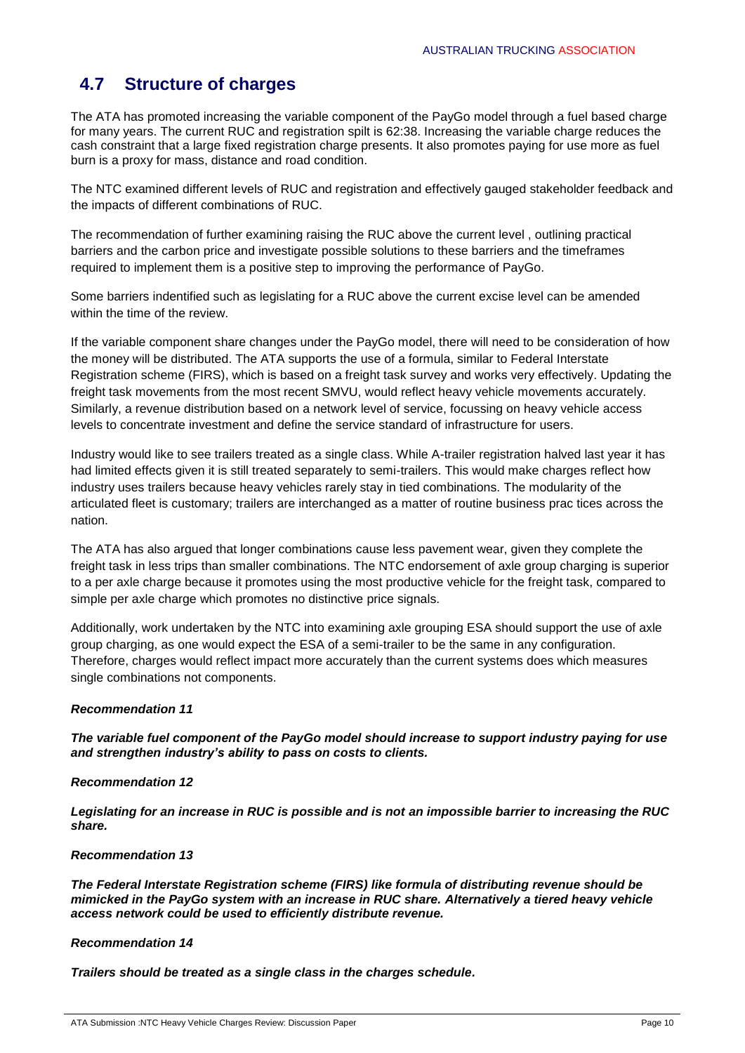## 4.7 Structure of charges

The ATA has promoted increasing the variable component of the PayGo model through a fuel based charge for many years. The current RUC and registration spilt is 62:38. Increasing the variable charge reduces the cash constraint that a large fixed registration charge presents. It also promotes paying for use more as fuel burn is a proxy for mass, distance and road condition.

The NTC examined different levels of RUC and registration and effectively gauged stakeholder feedback and the impacts of different combinations of RUC.

The recommendation of further examining raising the RUC above the current level , outlining practical barriers and the carbon price and investigate possible solutions to these barriers and the timeframes required to implement them is a positive step to improving the performance of PayGo.

Some barriers indentified such as legislating for a RUC above the current excise level can be amended within the time of the review.

If the variable component share changes under the PayGo model, there will need to be consideration of how the money will be distributed. The ATA supports the use of a formula, similar to Federal Interstate Registration scheme (FIRS), which is based on a freight task survey and works very effectively. Updating the freight task movements from the most recent SMVU, would reflect heavy vehicle movements accurately. Similarly, a revenue distribution based on a network level of service, focussing on heavy vehicle access levels to concentrate investment and define the service standard of infrastructure for users.

Industry would like to see trailers treated as a single class. While A-trailer registration halved last year it has had limited effects given it is still treated separately to semi-trailers. This would make charges reflect how industry uses trailers because heavy vehicles rarely stay in tied combinations. The modularity of the articulated fleet is customary; trailers are interchanged as a matter of routine business prac tices across the nation.

The ATA has also argued that longer combinations cause less pavement wear, given they complete the freight task in less trips than smaller combinations. The NTC endorsement of axle group charging is superior to a per axle charge because it promotes using the most productive vehicle for the freight task, compared to simple per axle charge which promotes no distinctive price signals.

Additionally, work undertaken by the NTC into examining axle grouping ESA should support the use of axle group charging, as one would expect the ESA of a semi-trailer to be the same in any configuration. Therefore, charges would reflect impact more accurately than the current systems does which measures single combinations not components.

***Recommendation 11***

***The variable fuel component of the PayGo model should increase to support industry paying for use and strengthen industry's ability to pass on costs to clients.***

***Recommendation 12***

***Legislating for an increase in RUC is possible and is not an impossible barrier to increasing the RUC share.***

***Recommendation 13***

***The Federal Interstate Registration scheme (FIRS) like formula of distributing revenue should be mimicked in the PayGo system with an increase in RUC share. Alternatively a tiered heavy vehicle access network could be used to efficiently distribute revenue.***

***Recommendation 14***

***Trailers should be treated as a single class in the charges schedule.***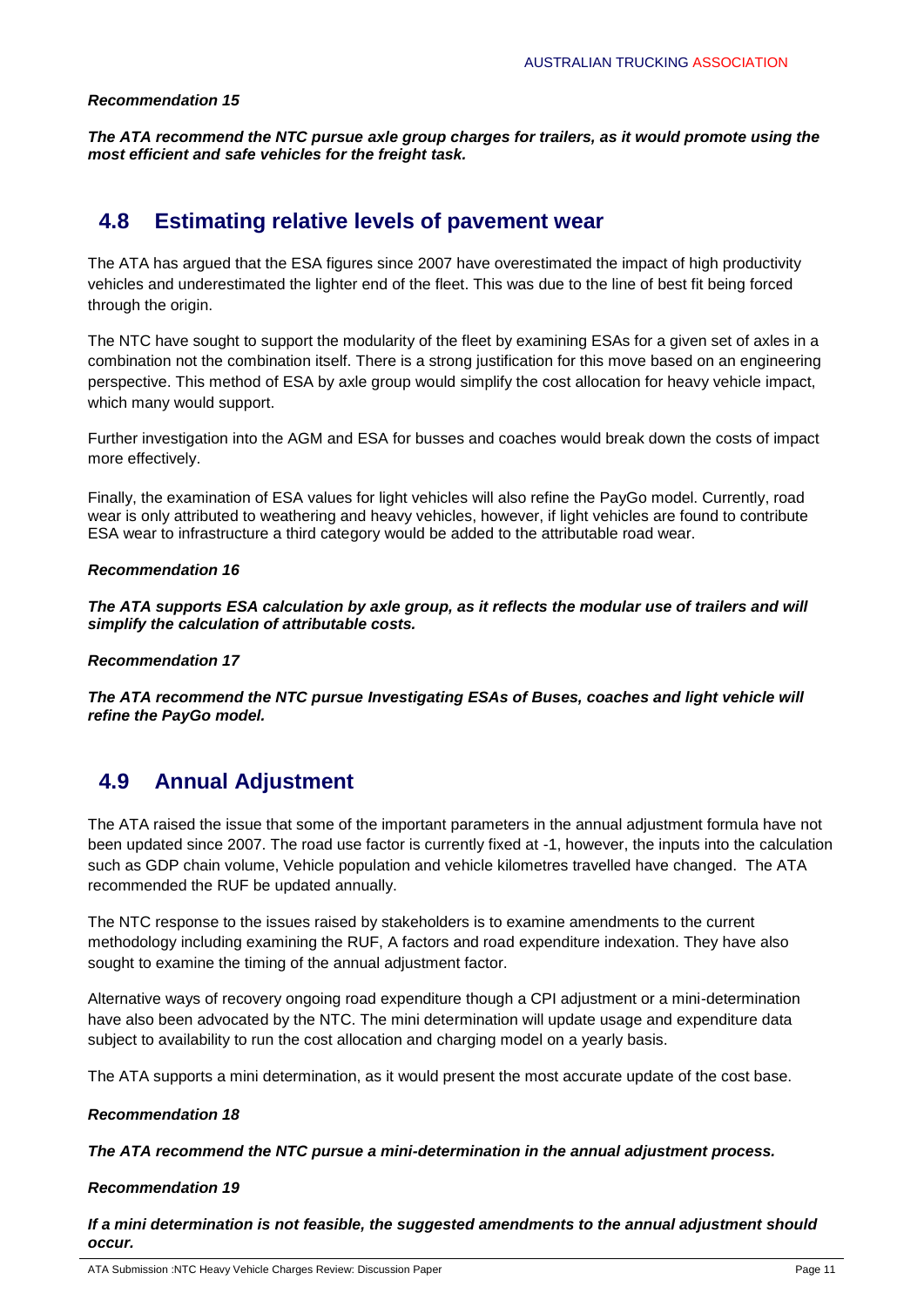***Recommendation 15***

***The ATA recommend the NTC pursue axle group charges for trailers, as it would promote using the most efficient and safe vehicles for the freight task.***

## 4.8 Estimating relative levels of pavement wear

The ATA has argued that the ESA figures since 2007 have overestimated the impact of high productivity vehicles and underestimated the lighter end of the fleet. This was due to the line of best fit being forced through the origin.

The NTC have sought to support the modularity of the fleet by examining ESAs for a given set of axles in a combination not the combination itself. There is a strong justification for this move based on an engineering perspective. This method of ESA by axle group would simplify the cost allocation for heavy vehicle impact, which many would support.

Further investigation into the AGM and ESA for busses and coaches would break down the costs of impact more effectively.

Finally, the examination of ESA values for light vehicles will also refine the PayGo model. Currently, road wear is only attributed to weathering and heavy vehicles, however, if light vehicles are found to contribute ESA wear to infrastructure a third category would be added to the attributable road wear.

***Recommendation 16***

***The ATA supports ESA calculation by axle group, as it reflects the modular use of trailers and will simplify the calculation of attributable costs.***

***Recommendation 17***

***The ATA recommend the NTC pursue Investigating ESAs of Buses, coaches and light vehicle will refine the PayGo model.***

## 4.9 Annual Adjustment

The ATA raised the issue that some of the important parameters in the annual adjustment formula have not been updated since 2007. The road use factor is currently fixed at -1, however, the inputs into the calculation such as GDP chain volume, Vehicle population and vehicle kilometres travelled have changed. The ATA recommended the RUF be updated annually.

The NTC response to the issues raised by stakeholders is to examine amendments to the current methodology including examining the RUF, A factors and road expenditure indexation. They have also sought to examine the timing of the annual adjustment factor.

Alternative ways of recovery ongoing road expenditure though a CPI adjustment or a mini-determination have also been advocated by the NTC. The mini determination will update usage and expenditure data subject to availability to run the cost allocation and charging model on a yearly basis.

The ATA supports a mini determination, as it would present the most accurate update of the cost base.

***Recommendation 18***

***The ATA recommend the NTC pursue a mini-determination in the annual adjustment process.***

***Recommendation 19***

***If a mini determination is not feasible, the suggested amendments to the annual adjustment should occur.***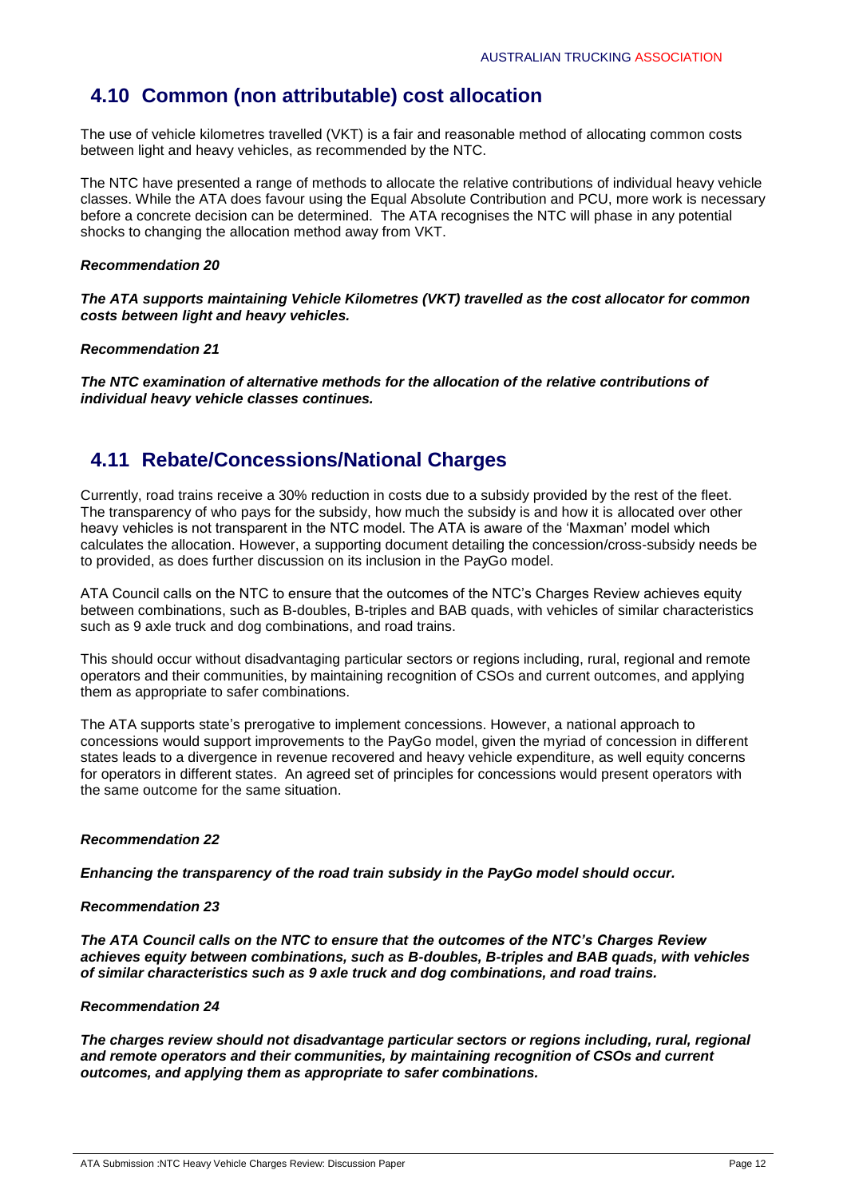## 4.10 Common (non attributable) cost allocation

The use of vehicle kilometres travelled (VKT) is a fair and reasonable method of allocating common costs between light and heavy vehicles, as recommended by the NTC.

The NTC have presented a range of methods to allocate the relative contributions of individual heavy vehicle classes. While the ATA does favour using the Equal Absolute Contribution and PCU, more work is necessary before a concrete decision can be determined. The ATA recognises the NTC will phase in any potential shocks to changing the allocation method away from VKT.

***Recommendation 20***

***The ATA supports maintaining Vehicle Kilometres (VKT) travelled as the cost allocator for common costs between light and heavy vehicles.***

***Recommendation 21***

***The NTC examination of alternative methods for the allocation of the relative contributions of individual heavy vehicle classes continues.***

## 4.11 Rebate/Concessions/National Charges

Currently, road trains receive a 30% reduction in costs due to a subsidy provided by the rest of the fleet. The transparency of who pays for the subsidy, how much the subsidy is and how it is allocated over other heavy vehicles is not transparent in the NTC model. The ATA is aware of the 'Maxman' model which calculates the allocation. However, a supporting document detailing the concession/cross-subsidy needs be to provided, as does further discussion on its inclusion in the PayGo model.

ATA Council calls on the NTC to ensure that the outcomes of the NTC's Charges Review achieves equity between combinations, such as B-doubles, B-triples and BAB quads, with vehicles of similar characteristics such as 9 axle truck and dog combinations, and road trains.

This should occur without disadvantaging particular sectors or regions including, rural, regional and remote operators and their communities, by maintaining recognition of CSOs and current outcomes, and applying them as appropriate to safer combinations.

The ATA supports state's prerogative to implement concessions. However, a national approach to concessions would support improvements to the PayGo model, given the myriad of concession in different states leads to a divergence in revenue recovered and heavy vehicle expenditure, as well equity concerns for operators in different states. An agreed set of principles for concessions would present operators with the same outcome for the same situation.

***Recommendation 22***

***Enhancing the transparency of the road train subsidy in the PayGo model should occur.***

***Recommendation 23***

***The ATA Council calls on the NTC to ensure that the outcomes of the NTC's Charges Review achieves equity between combinations, such as B-doubles, B-triples and BAB quads, with vehicles of similar characteristics such as 9 axle truck and dog combinations, and road trains.***

***Recommendation 24***

***The charges review should not disadvantage particular sectors or regions including, rural, regional and remote operators and their communities, by maintaining recognition of CSOs and current outcomes, and applying them as appropriate to safer combinations.***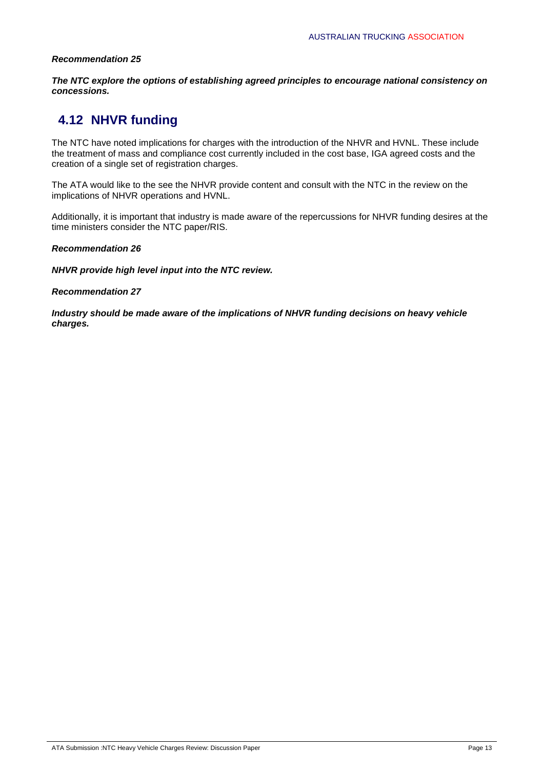***Recommendation 25***

***The NTC explore the options of establishing agreed principles to encourage national consistency on concessions.***

## 4.12 NHVR funding

The NTC have noted implications for charges with the introduction of the NHVR and HVNL. These include the treatment of mass and compliance cost currently included in the cost base, IGA agreed costs and the creation of a single set of registration charges.

The ATA would like to the see the NHVR provide content and consult with the NTC in the review on the implications of NHVR operations and HVNL.

Additionally, it is important that industry is made aware of the repercussions for NHVR funding desires at the time ministers consider the NTC paper/RIS.

***Recommendation 26***

***NHVR provide high level input into the NTC review.***

***Recommendation 27***

***Industry should be made aware of the implications of NHVR funding decisions on heavy vehicle charges.***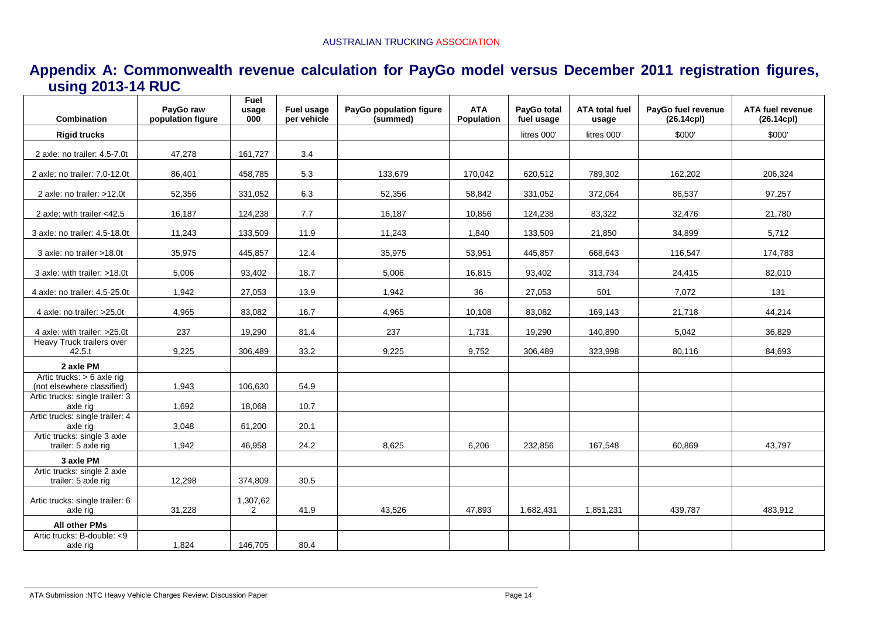## Appendix A: Commonwealth revenue calculation for PayGo model versus December 2011 registration figures, using 2013-14 RUC

| Combination | PayGo raw population figure | Fuel usage 000 | Fuel usage per vehicle | PayGo population figure (summed) | ATA Population | PayGo total fuel usage | ATA total fuel usage | PayGo fuel revenue (26.14cpl) | ATA fuel revenue (26.14cpl) |
|---|---|---|---|---|---|---|---|---|---|
| **Rigid trucks** | | | | | | litres 000' | litres 000' | $000' | $000' |
| 2 axle: no trailer: 4.5-7.0t | 47,278 | 161,727 | 3.4 | | | | | | |
| 2 axle: no trailer: 7.0-12.0t | 86,401 | 458,785 | 5.3 | 133,679 | 170,042 | 620,512 | 789,302 | 162,202 | 206,324 |
| 2 axle: no trailer: >12.0t | 52,356 | 331,052 | 6.3 | 52,356 | 58,842 | 331,052 | 372,064 | 86,537 | 97,257 |
| 2 axle: with trailer <42.5 | 16,187 | 124,238 | 7.7 | 16,187 | 10,856 | 124,238 | 83,322 | 32,476 | 21,780 |
| 3 axle: no trailer: 4.5-18.0t | 11,243 | 133,509 | 11.9 | 11,243 | 1,840 | 133,509 | 21,850 | 34,899 | 5,712 |
| 3 axle: no trailer >18.0t | 35,975 | 445,857 | 12.4 | 35,975 | 53,951 | 445,857 | 668,643 | 116,547 | 174,783 |
| 3 axle: with trailer: >18.0t | 5,006 | 93,402 | 18.7 | 5,006 | 16,815 | 93,402 | 313,734 | 24,415 | 82,010 |
| 4 axle: no trailer: 4.5-25.0t | 1,942 | 27,053 | 13.9 | 1,942 | 36 | 27,053 | 501 | 7,072 | 131 |
| 4 axle: no trailer: >25.0t | 4,965 | 83,082 | 16.7 | 4,965 | 10,108 | 83,082 | 169,143 | 21,718 | 44,214 |
| 4 axle: with trailer: >25.0t | 237 | 19,290 | 81.4 | 237 | 1,731 | 19,290 | 140,890 | 5,042 | 36,829 |
| Heavy Truck trailers over 42.5.t | 9,225 | 306,489 | 33.2 | 9,225 | 9,752 | 306,489 | 323,998 | 80,116 | 84,693 |
| **2 axle PM** | | | | | | | | | |
| Artic trucks: > 6 axle rig (not elsewhere classified) | 1,943 | 106,630 | 54.9 | | | | | | |
| Artic trucks: single trailer: 3 axle rig | 1,692 | 18,068 | 10.7 | | | | | | |
| Artic trucks: single trailer: 4 axle rig | 3,048 | 61,200 | 20.1 | | | | | | |
| Artic trucks: single 3 axle trailer: 5 axle rig | 1,942 | 46,958 | 24.2 | 8,625 | 6,206 | 232,856 | 167,548 | 60,869 | 43,797 |
| **3 axle PM** | | | | | | | | | |
| Artic trucks: single 2 axle trailer: 5 axle rig | 12,298 | 374,809 | 30.5 | | | | | | |
| Artic trucks: single trailer: 6 axle rig | 31,228 | 1,307,622 | 41.9 | 43,526 | 47,893 | 1,682,431 | 1,851,231 | 439,787 | 483,912 |
| **All other PMs** | | | | | | | | | |
| Artic trucks: B-double: <9 axle rig | 1,824 | 146,705 | 80.4 | | | | | | |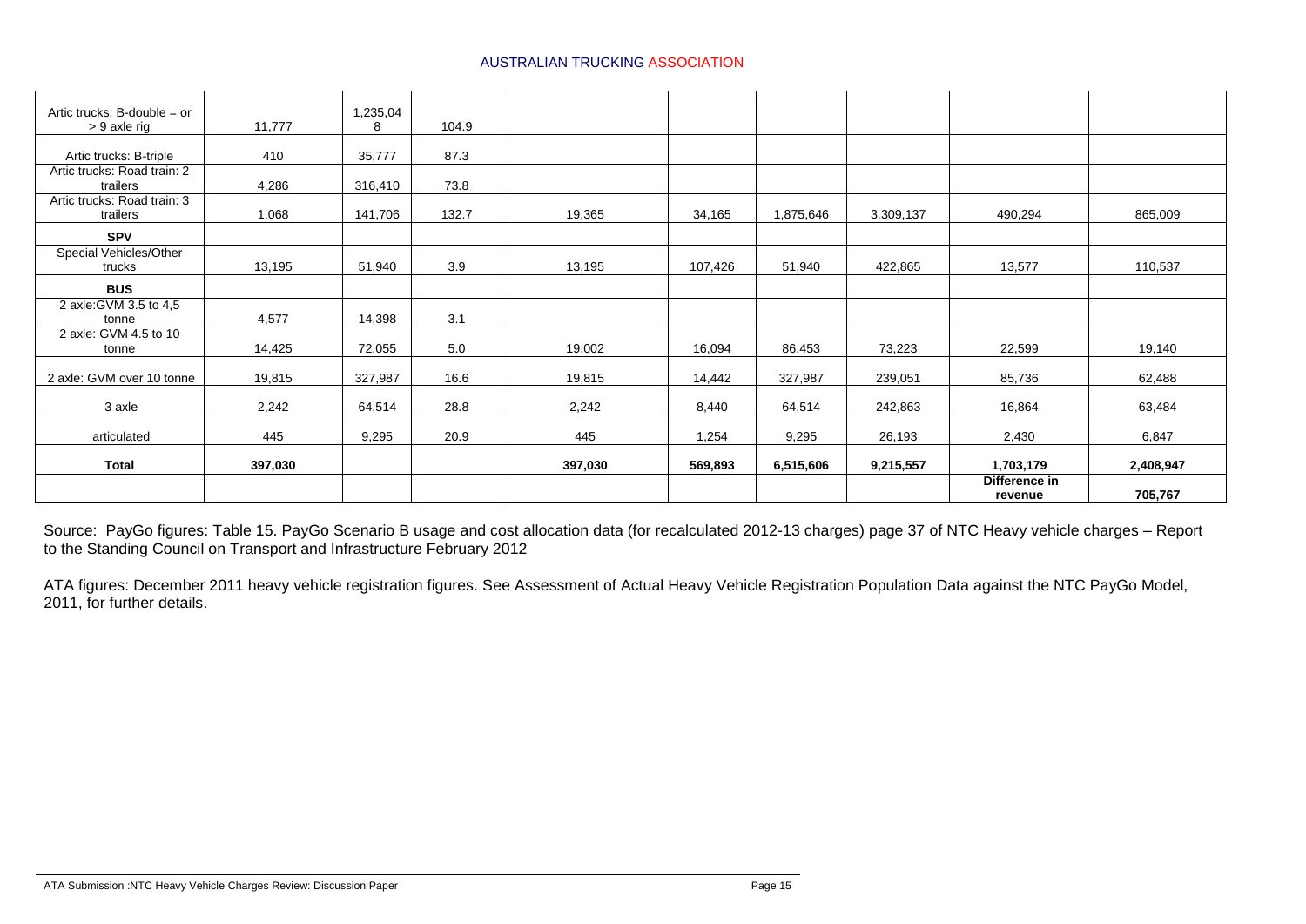| | | | | | | | | | |
|---|---|---|---|---|---|---|---|---|---|
| Artic trucks: B-double = or > 9 axle rig | 11,777 | 1,235,048 | 104.9 | | | | | | |
| Artic trucks: B-triple | 410 | 35,777 | 87.3 | | | | | | |
| Artic trucks: Road train: 2 trailers | 4,286 | 316,410 | 73.8 | | | | | | |
| Artic trucks: Road train: 3 trailers | 1,068 | 141,706 | 132.7 | 19,365 | 34,165 | 1,875,646 | 3,309,137 | 490,294 | 865,009 |
| **SPV** | | | | | | | | | |
| Special Vehicles/Other trucks | 13,195 | 51,940 | 3.9 | 13,195 | 107,426 | 51,940 | 422,865 | 13,577 | 110,537 |
| **BUS** | | | | | | | | | |
| 2 axle:GVM 3.5 to 4,5 tonne | 4,577 | 14,398 | 3.1 | | | | | | |
| 2 axle: GVM 4.5 to 10 tonne | 14,425 | 72,055 | 5.0 | 19,002 | 16,094 | 86,453 | 73,223 | 22,599 | 19,140 |
| 2 axle: GVM over 10 tonne | 19,815 | 327,987 | 16.6 | 19,815 | 14,442 | 327,987 | 239,051 | 85,736 | 62,488 |
| 3 axle | 2,242 | 64,514 | 28.8 | 2,242 | 8,440 | 64,514 | 242,863 | 16,864 | 63,484 |
| articulated | 445 | 9,295 | 20.9 | 445 | 1,254 | 9,295 | 26,193 | 2,430 | 6,847 |
| **Total** | **397,030** | | | **397,030** | **569,893** | **6,515,606** | **9,215,557** | **1,703,179** | **2,408,947** |
| | | | | | | | | **Difference in revenue** | **705,767** |

Source: PayGo figures: Table 15. PayGo Scenario B usage and cost allocation data (for recalculated 2012-13 charges) page 37 of NTC Heavy vehicle charges – Report to the Standing Council on Transport and Infrastructure February 2012

ATA figures: December 2011 heavy vehicle registration figures. See Assessment of Actual Heavy Vehicle Registration Population Data against the NTC PayGo Model, 2011, for further details.